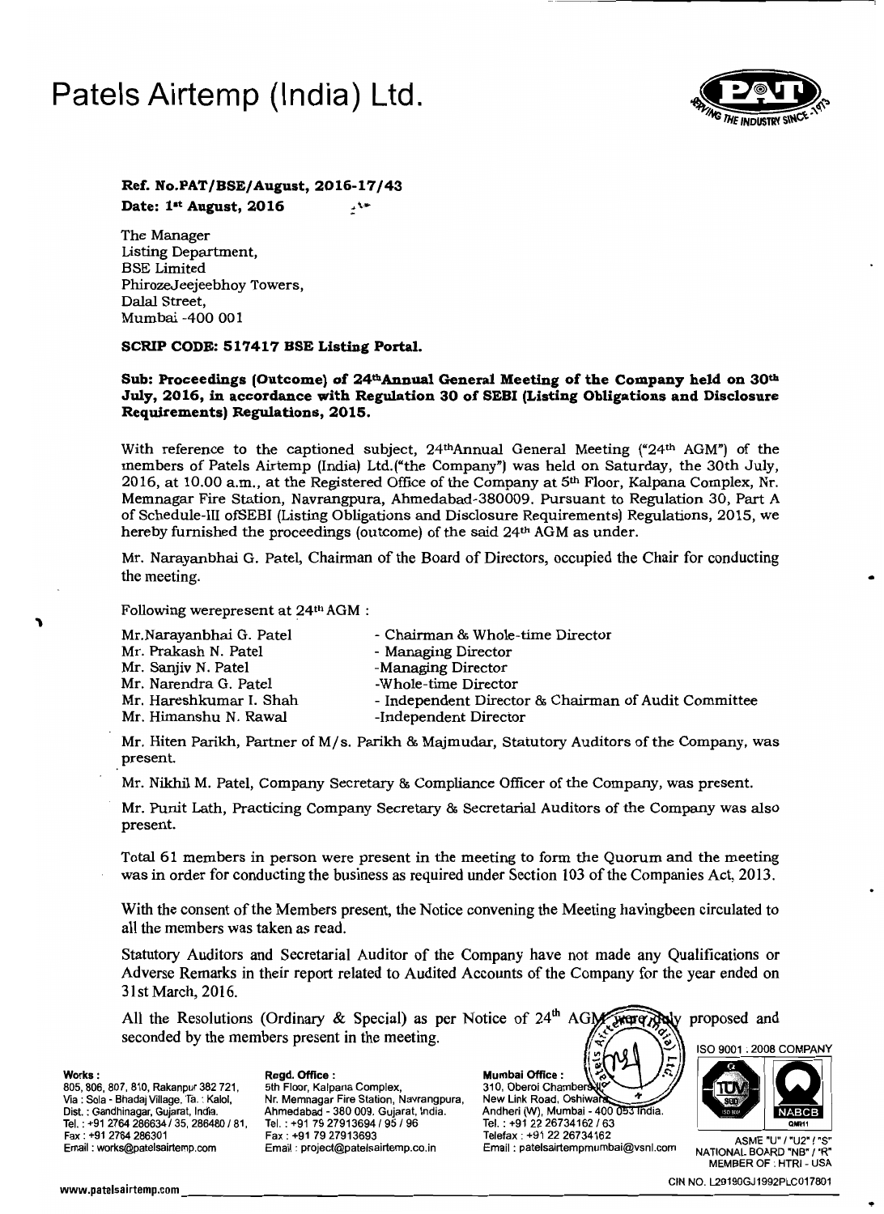# Patels Airtemp (India) Ltd.

**Ref. No.PAT/BSE/August, 2016-17/43**
**Date: 1st August, 2016**

The Manager
Listing Department,
BSE Limited
PhirozeJeejeebhoy Towers,
Dalal Street,
Mumbai -400 001

**SCRIP CODE: 517417 BSE Listing Portal.**

**Sub: Proceedings (Outcome) of 24th Annual General Meeting of the Company held on 30th July, 2016, in accordance with Regulation 30 of SEBI (Listing Obligations and Disclosure Requirements) Regulations, 2015.**

With reference to the captioned subject, 24thAnnual General Meeting ("24th AGM") of the members of Patels Airtemp (India) Ltd.("the Company") was held on Saturday, the 30th July, 2016, at 10.00 a.m., at the Registered Office of the Company at 5th Floor, Kalpana Complex, Nr. Memnagar Fire Station, Navrangpura, Ahmedabad-380009. Pursuant to Regulation 30, Part A of Schedule-III ofSEBI (Listing Obligations and Disclosure Requirements) Regulations, 2015, we hereby furnished the proceedings (outcome) of the said 24th AGM as under.

Mr. Narayanbhai G. Patel, Chairman of the Board of Directors, occupied the Chair for conducting the meeting.

Following werepresent at 24th AGM :

| | |
|---|---|
| Mr.Narayanbhai G. Patel | - Chairman & Whole-time Director |
| Mr. Prakash N. Patel | - Managing Director |
| Mr. Sanjiv N. Patel | -Managing Director |
| Mr. Narendra G. Patel | -Whole-time Director |
| Mr. Hareshkumar I. Shah | - Independent Director & Chairman of Audit Committee |
| Mr. Himanshu N. Rawal | -Independent Director |

Mr. Hiten Parikh, Partner of M/s. Parikh & Majmudar, Statutory Auditors of the Company, was present.

Mr. Nikhil M. Patel, Company Secretary & Compliance Officer of the Company, was present.

Mr. Punit Lath, Practicing Company Secretary & Secretarial Auditors of the Company was also present.

Total 61 members in person were present in the meeting to form the Quorum and the meeting was in order for conducting the business as required under Section 103 of the Companies Act, 2013.

With the consent of the Members present, the Notice convening the Meeting havingbeen circulated to all the members was taken as read.

Statutory Auditors and Secretarial Auditor of the Company have not made any Qualifications or Adverse Remarks in their report related to Audited Accounts of the Company for the year ended on 31st March, 2016.

All the Resolutions (Ordinary & Special) as per Notice of 24th AGM were duly proposed and seconded by the members present in the meeting.

**Works :**
805, 806, 807, 810, Rakanpur 382 721,
Via : Sola - Bhadaj Village, Ta. : Kalol,
Dist. : Gandhinagar, Gujarat, India.
Tel. : +91 2764 286634 / 35, 286480 / 81,
Fax : +91 2764 286301
Email : works@patelsairtemp.com

**Regd. Office :**
5th Floor, Kalpana Complex,
Nr. Memnagar Fire Station, Navrangpura,
Ahmedabad - 380 009. Gujarat, India.
Tel. : +91 79 27913694 / 95 / 96
Fax : +91 79 27913693
Email : project@patelsairtemp.co.in

**Mumbai Office :**
310, Oberoi Chambers II,
New Link Road, Oshiwara,
Andheri (W), Mumbai - 400 053 India.
Tel. : +91 22 26734162 / 63
Telefax : +91 22 26734162
Email : patelsairtempmumbai@vsnl.com

ISO 9001 : 2008 COMPANY
ASME "U" / "U2" / "S"
NATIONAL BOARD "NB" / "R"
MEMBER OF : HTRI - USA

www.patelsairtemp.com
CIN NO. L29190GJ1992PLC017801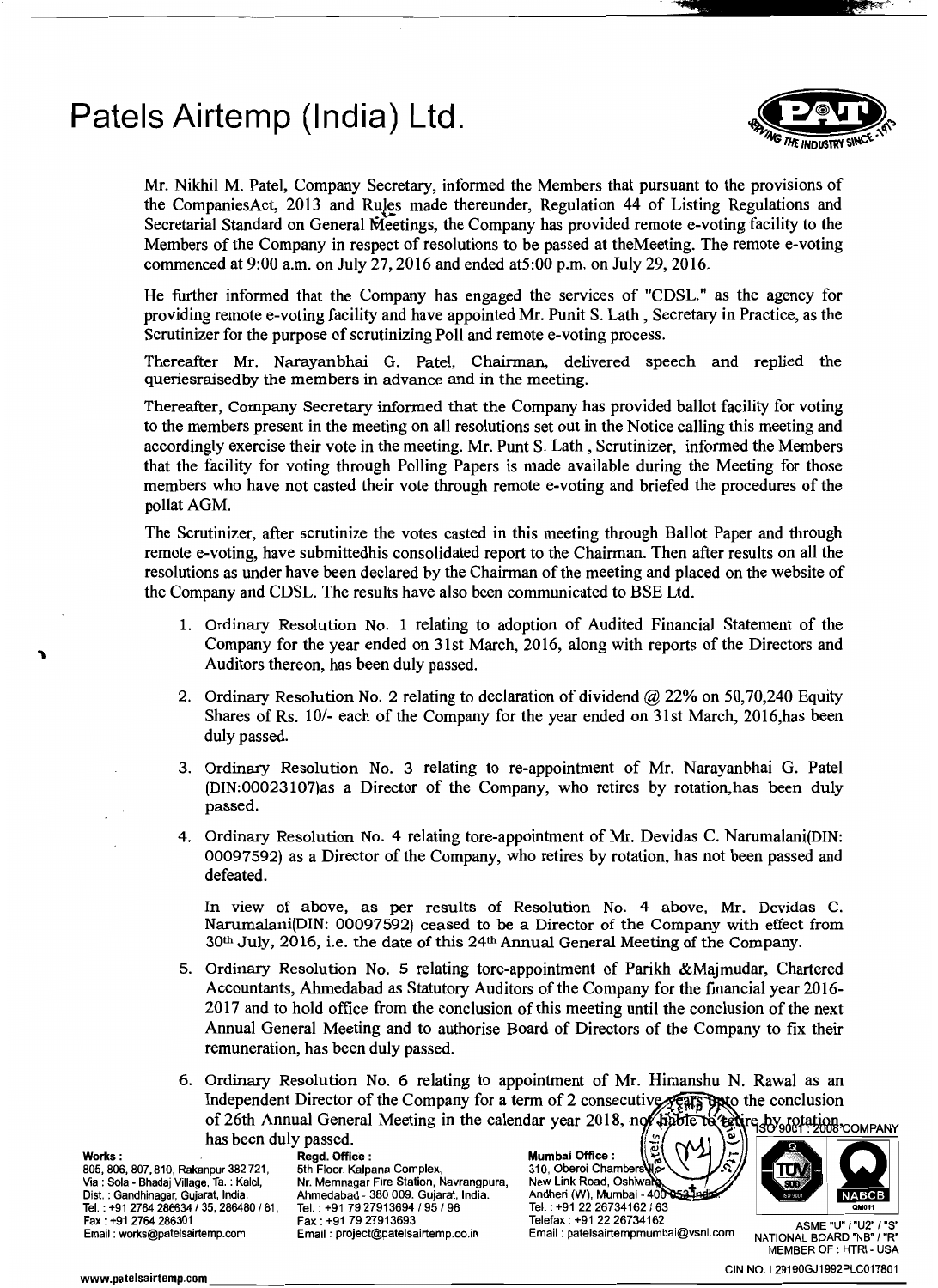# Patels Airtemp (India) Ltd.

Mr. Nikhil M. Patel, Company Secretary, informed the Members that pursuant to the provisions of the CompaniesAct, 2013 and Rules made thereunder, Regulation 44 of Listing Regulations and Secretarial Standard on General Meetings, the Company has provided remote e-voting facility to the Members of the Company in respect of resolutions to be passed at theMeeting. The remote e-voting commenced at 9:00 a.m. on July 27, 2016 and ended at5:00 p.m. on July 29, 2016.

He further informed that the Company has engaged the services of "CDSL." as the agency for providing remote e-voting facility and have appointed Mr. Punit S. Lath , Secretary in Practice, as the Scrutinizer for the purpose of scrutinizing Poll and remote e-voting process.

Thereafter Mr. Narayanbhai G. Patel, Chairman, delivered speech and replied the queriesraisedby the members in advance and in the meeting.

Thereafter, Company Secretary informed that the Company has provided ballot facility for voting to the members present in the meeting on all resolutions set out in the Notice calling this meeting and accordingly exercise their vote in the meeting. Mr. Punt S. Lath , Scrutinizer, informed the Members that the facility for voting through Polling Papers is made available during the Meeting for those members who have not casted their vote through remote e-voting and briefed the procedures of the pollat AGM.

The Scrutinizer, after scrutinize the votes casted in this meeting through Ballot Paper and through remote e-voting, have submittedhis consolidated report to the Chairman. Then after results on all the resolutions as under have been declared by the Chairman of the meeting and placed on the website of the Company and CDSL. The results have also been communicated to BSE Ltd.

1. Ordinary Resolution No. 1 relating to adoption of Audited Financial Statement of the Company for the year ended on 31st March, 2016, along with reports of the Directors and Auditors thereon, has been duly passed.

2. Ordinary Resolution No. 2 relating to declaration of dividend @ 22% on 50,70,240 Equity Shares of Rs. 10/- each of the Company for the year ended on 31st March, 2016,has been duly passed.

3. Ordinary Resolution No. 3 relating to re-appointment of Mr. Narayanbhai G. Patel (DIN:00023107)as a Director of the Company, who retires by rotation,has been duly passed.

4. Ordinary Resolution No. 4 relating tore-appointment of Mr. Devidas C. Narumalani(DIN: 00097592) as a Director of the Company, who retires by rotation, has not been passed and defeated.

   In view of above, as per results of Resolution No. 4 above, Mr. Devidas C. Narumalani(DIN: 00097592) ceased to be a Director of the Company with effect from 30th July, 2016, i.e. the date of this 24th Annual General Meeting of the Company.

5. Ordinary Resolution No. 5 relating tore-appointment of Parikh &Majmudar, Chartered Accountants, Ahmedabad as Statutory Auditors of the Company for the financial year 2016-2017 and to hold office from the conclusion of this meeting until the conclusion of the next Annual General Meeting and to authorise Board of Directors of the Company to fix their remuneration, has been duly passed.

6. Ordinary Resolution No. 6 relating to appointment of Mr. Himanshu N. Rawal as an Independent Director of the Company for a term of 2 consecutive years upto the conclusion of 26th Annual General Meeting in the calendar year 2018, not liable to retire by rotation has been duly passed.

**Works :** 805, 806, 807, 810, Rakanpur 382 721, Via : Sola - Bhadaj Village, Ta. : Kalol, Dist. : Gandhinagar, Gujarat, India. Tel. : +91 2764 286634 / 35, 286480 / 81, Fax : +91 2764 286301 Email : works@patelsairtemp.com

**Regd. Office :** 5th Floor, Kalpana Complex, Nr. Memnagar Fire Station, Navrangpura, Ahmedabad - 380 009. Gujarat, India. Tel. : +91 79 27913694 / 95 / 96 Fax : +91 79 27913693 Email : project@patelsairtemp.co.in

**Mumbai Office :** 310, Oberoi Chambers II, New Link Road, Oshiwara, Andheri (W), Mumbai - 400 053 India. Tel. : +91 22 26734162 / 63 Telefax : +91 22 26734162 Email : patelsairtempmumbai@vsnl.com

ISO 9001 : 2008 COMPANY

ASME "U" / "U2" / "S" NATIONAL BOARD "NB" / "R" MEMBER OF : HTRI - USA

www.patelsairtemp.com

CIN NO. L29190GJ1992PLC017801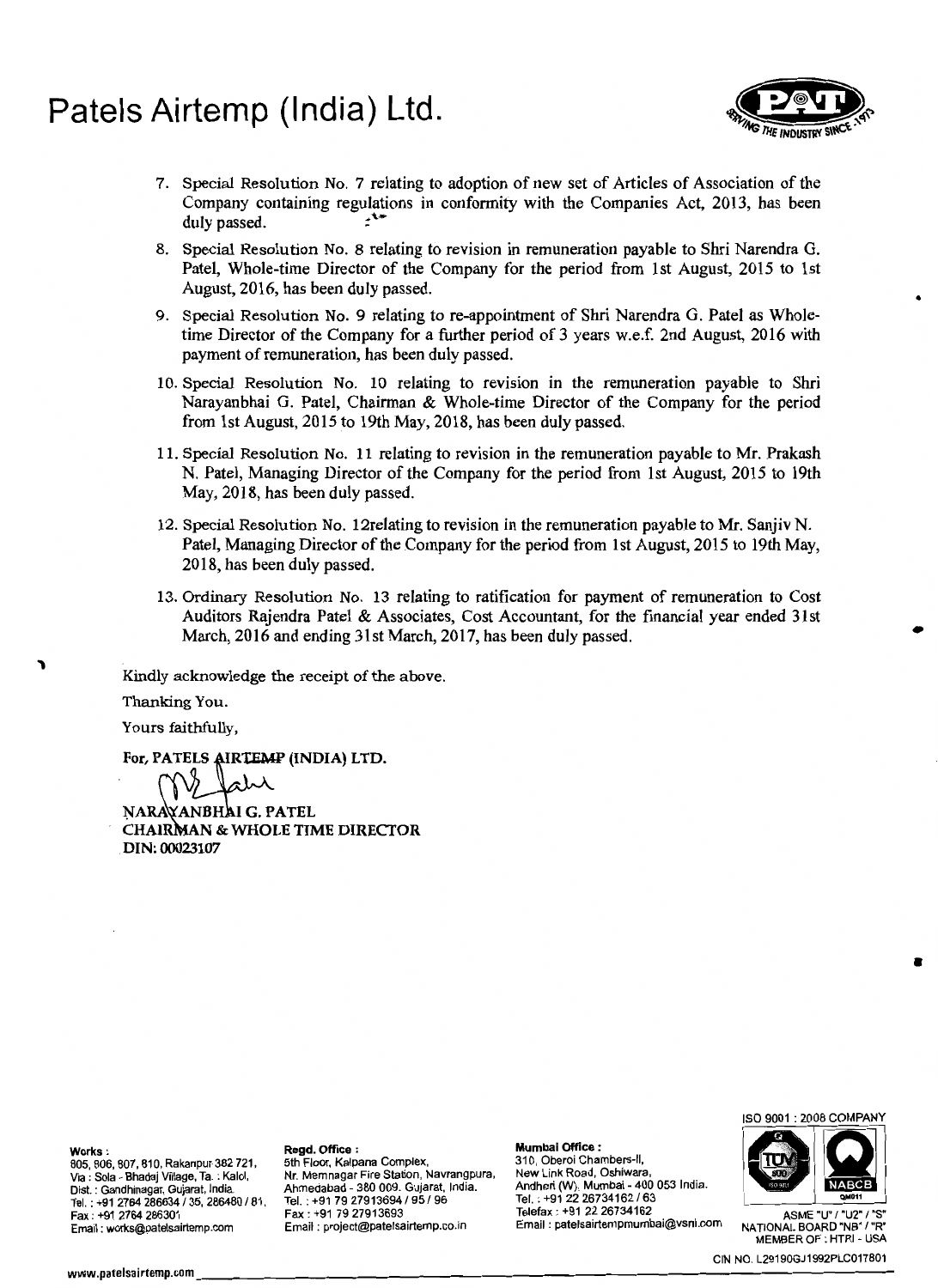# Patels Airtemp (India) Ltd.

7. Special Resolution No. 7 relating to adoption of new set of Articles of Association of the Company containing regulations in conformity with the Companies Act, 2013, has been duly passed.

8. Special Resolution No. 8 relating to revision in remuneration payable to Shri Narendra G. Patel, Whole-time Director of the Company for the period from 1st August, 2015 to 1st August, 2016, has been duly passed.

9. Special Resolution No. 9 relating to re-appointment of Shri Narendra G. Patel as Whole-time Director of the Company for a further period of 3 years w.e.f. 2nd August, 2016 with payment of remuneration, has been duly passed.

10. Special Resolution No. 10 relating to revision in the remuneration payable to Shri Narayanbhai G. Patel, Chairman & Whole-time Director of the Company for the period from 1st August, 2015 to 19th May, 2018, has been duly passed.

11. Special Resolution No. 11 relating to revision in the remuneration payable to Mr. Prakash N. Patel, Managing Director of the Company for the period from 1st August, 2015 to 19th May, 2018, has been duly passed.

12. Special Resolution No. 12relating to revision in the remuneration payable to Mr. Sanjiv N. Patel, Managing Director of the Company for the period from 1st August, 2015 to 19th May, 2018, has been duly passed.

13. Ordinary Resolution No. 13 relating to ratification for payment of remuneration to Cost Auditors Rajendra Patel & Associates, Cost Accountant, for the financial year ended 31st March, 2016 and ending 31st March, 2017, has been duly passed.

Kindly acknowledge the receipt of the above.

Thanking You.

Yours faithfully,

For, PATELS AIRTEMP (INDIA) LTD.

NARAYANBHAI G. PATEL
CHAIRMAN & WHOLE TIME DIRECTOR
DIN: 00023107

**Works :**
805, 806, 807, 810, Rakanpur-382 721,
Via : Sola - Bhadaj Village, Ta. : Kalol,
Dist. : Gandhinagar, Gujarat, India.
Tel. : +91 2764 286634 / 35, 286480 / 81,
Fax : +91 2764 286301
Email : works@patelsairtemp.com

**Regd. Office :**
5th Floor, Kalpana Complex,
Nr. Memnagar Fire Station, Navrangpura,
Ahmedabad - 380 009. Gujarat, India.
Tel. : +91 79 27913694 / 95 / 96
Fax : +91 79 27913693
Email : project@patelsairtemp.co.in

**Mumbai Office :**
310, Oberoi Chambers-II,
New Link Road, Oshiwara,
Andheri (W), Mumbai - 400 053 India.
Tel. : +91 22 26734162 / 63
Telefax : +91 22 26734162
Email : patelsairtempmumbai@vsnl.com

ISO 9001 : 2008 COMPANY
ASME "U" / "U2" / "S"
NATIONAL BOARD "NB" / "R"
MEMBER OF : HTRI - USA

CIN NO. L29190GJ1992PLC017801

www.patelsairtemp.com